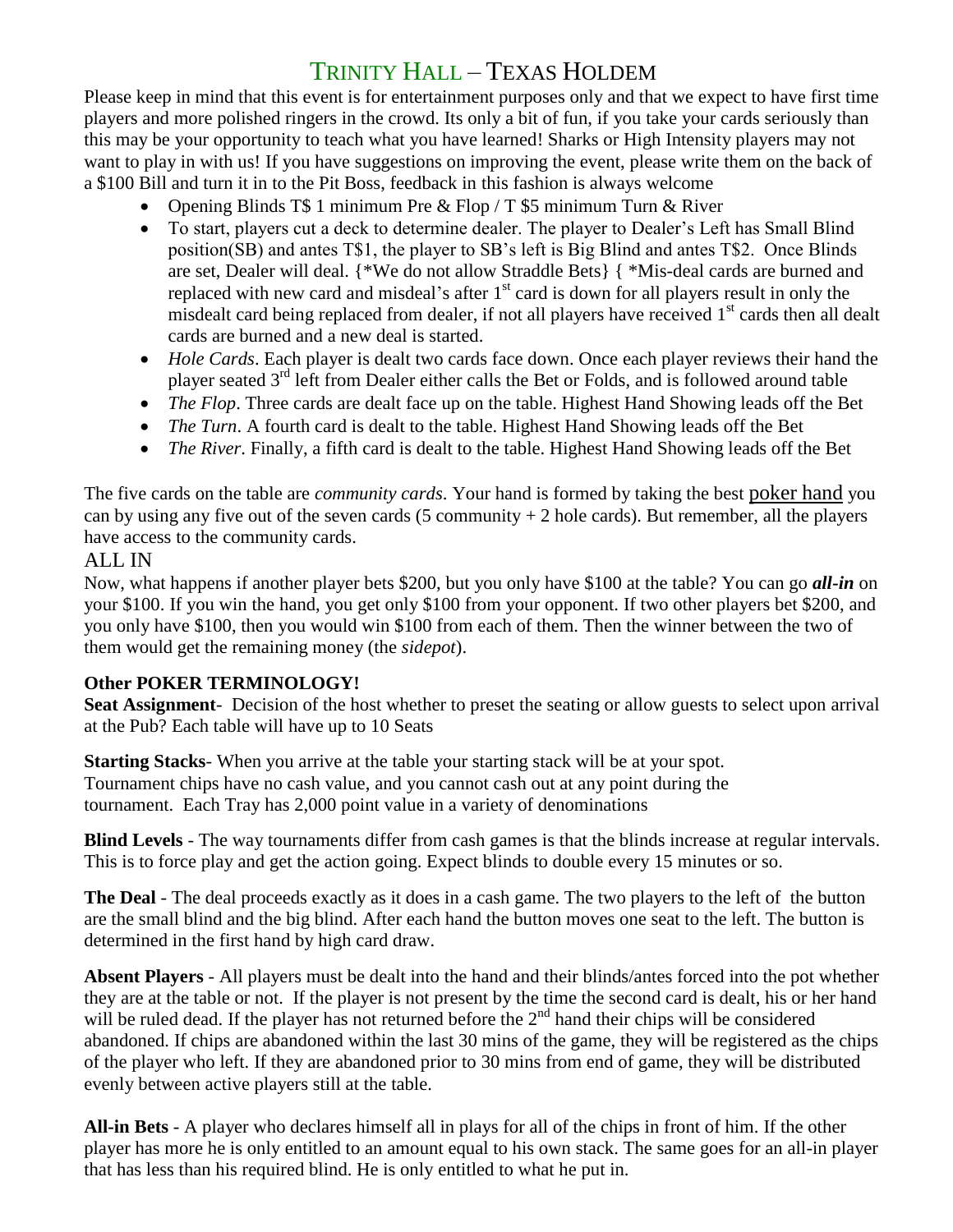# Trinity Hall – Texas Holdem

Please keep in mind that this event is for entertainment purposes only and that we expect to have first time players and more polished ringers in the crowd. Its only a bit of fun, if you take your cards seriously than this may be your opportunity to teach what you have learned! Sharks or High Intensity players may not want to play in with us! If you have suggestions on improving the event, please write them on the back of a $100 Bill and turn it in to the Pit Boss, feedback in this fashion is always welcome

- Opening Blinds T$ 1 minimum Pre & Flop / T $5 minimum Turn & River
- To start, players cut a deck to determine dealer. The player to Dealer's Left has Small Blind position(SB) and antes T$1, the player to SB's left is Big Blind and antes T$2. Once Blinds are set, Dealer will deal. {*We do not allow Straddle Bets} { *Mis-deal cards are burned and replaced with new card and misdeal's after 1st card is down for all players result in only the misdealt card being replaced from dealer, if not all players have received 1st cards then all dealt cards are burned and a new deal is started.
- *Hole Cards*. Each player is dealt two cards face down. Once each player reviews their hand the player seated 3rd left from Dealer either calls the Bet or Folds, and is followed around table
- *The Flop*. Three cards are dealt face up on the table. Highest Hand Showing leads off the Bet
- *The Turn*. A fourth card is dealt to the table. Highest Hand Showing leads off the Bet
- *The River*. Finally, a fifth card is dealt to the table. Highest Hand Showing leads off the Bet

The five cards on the table are *community cards*. Your hand is formed by taking the best poker hand you can by using any five out of the seven cards (5 community + 2 hole cards). But remember, all the players have access to the community cards.

## ALL IN

Now, what happens if another player bets $200, but you only have $100 at the table? You can go ***all-in*** on your $100. If you win the hand, you get only $100 from your opponent. If two other players bet $200, and you only have $100, then you would win $100 from each of them. Then the winner between the two of them would get the remaining money (the *sidepot*).

**Other POKER TERMINOLOGY!**

**Seat Assignment**- Decision of the host whether to preset the seating or allow guests to select upon arrival at the Pub? Each table will have up to 10 Seats

**Starting Stacks**- When you arrive at the table your starting stack will be at your spot. Tournament chips have no cash value, and you cannot cash out at any point during the tournament. Each Tray has 2,000 point value in a variety of denominations

**Blind Levels** - The way tournaments differ from cash games is that the blinds increase at regular intervals. This is to force play and get the action going. Expect blinds to double every 15 minutes or so.

**The Deal** - The deal proceeds exactly as it does in a cash game. The two players to the left of the button are the small blind and the big blind. After each hand the button moves one seat to the left. The button is determined in the first hand by high card draw.

**Absent Players** - All players must be dealt into the hand and their blinds/antes forced into the pot whether they are at the table or not. If the player is not present by the time the second card is dealt, his or her hand will be ruled dead. If the player has not returned before the 2nd hand their chips will be considered abandoned. If chips are abandoned within the last 30 mins of the game, they will be registered as the chips of the player who left. If they are abandoned prior to 30 mins from end of game, they will be distributed evenly between active players still at the table.

**All-in Bets** - A player who declares himself all in plays for all of the chips in front of him. If the other player has more he is only entitled to an amount equal to his own stack. The same goes for an all-in player that has less than his required blind. He is only entitled to what he put in.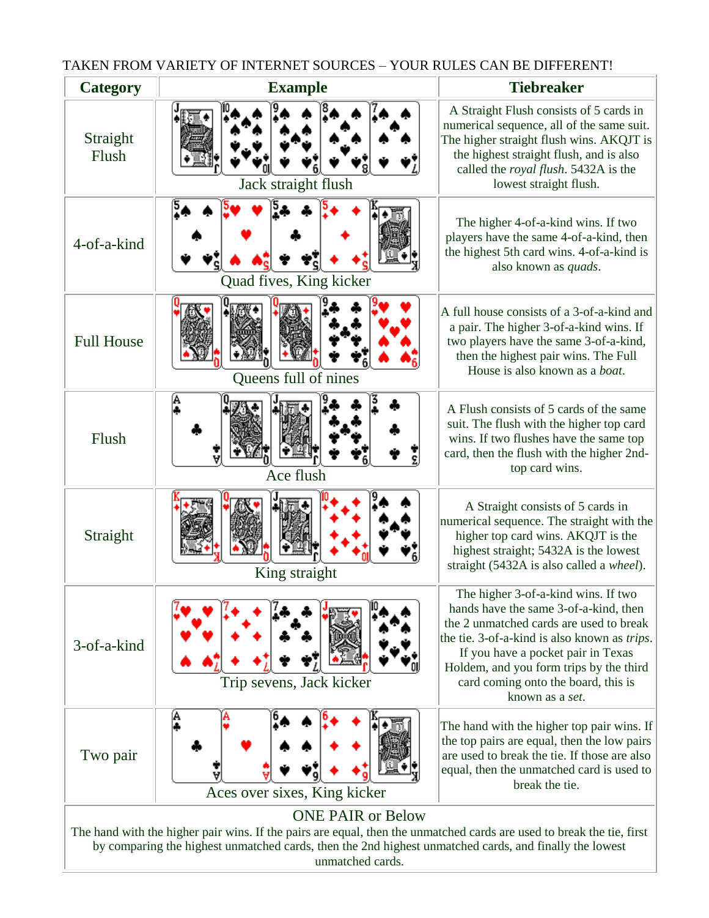TAKEN FROM VARIETY OF INTERNET SOURCES – YOUR RULES CAN BE DIFFERENT!

| Category | Example | Tiebreaker |
|---|---|---|
| Straight Flush | Jack straight flush | A Straight Flush consists of 5 cards in numerical sequence, all of the same suit. The higher straight flush wins. AKQJT is the highest straight flush, and is also called the *royal flush*. 5432A is the lowest straight flush. |
| 4-of-a-kind | Quad fives, King kicker | The higher 4-of-a-kind wins. If two players have the same 4-of-a-kind, then the highest 5th card wins. 4-of-a-kind is also known as *quads*. |
| Full House | Queens full of nines | A full house consists of a 3-of-a-kind and a pair. The higher 3-of-a-kind wins. If two players have the same 3-of-a-kind, then the highest pair wins. The Full House is also known as a *boat*. |
| Flush | Ace flush | A Flush consists of 5 cards of the same suit. The flush with the higher top card wins. If two flushes have the same top card, then the flush with the higher 2nd-top card wins. |
| Straight | King straight | A Straight consists of 5 cards in numerical sequence. The straight with the higher top card wins. AKQJT is the highest straight; 5432A is the lowest straight (5432A is also called a *wheel*). |
| 3-of-a-kind | Trip sevens, Jack kicker | The higher 3-of-a-kind wins. If two hands have the same 3-of-a-kind, then the 2 unmatched cards are used to break the tie. 3-of-a-kind is also known as *trips*. If you have a pocket pair in Texas Holdem, and you form trips by the third card coming onto the board, this is known as a *set*. |
| Two pair | Aces over sixes, King kicker | The hand with the higher top pair wins. If the top pairs are equal, then the low pairs are used to break the tie. If those are also equal, then the unmatched card is used to break the tie. |

**ONE PAIR or Below**

The hand with the higher pair wins. If the pairs are equal, then the unmatched cards are used to break the tie, first by comparing the highest unmatched cards, then the 2nd highest unmatched cards, and finally the lowest unmatched cards.